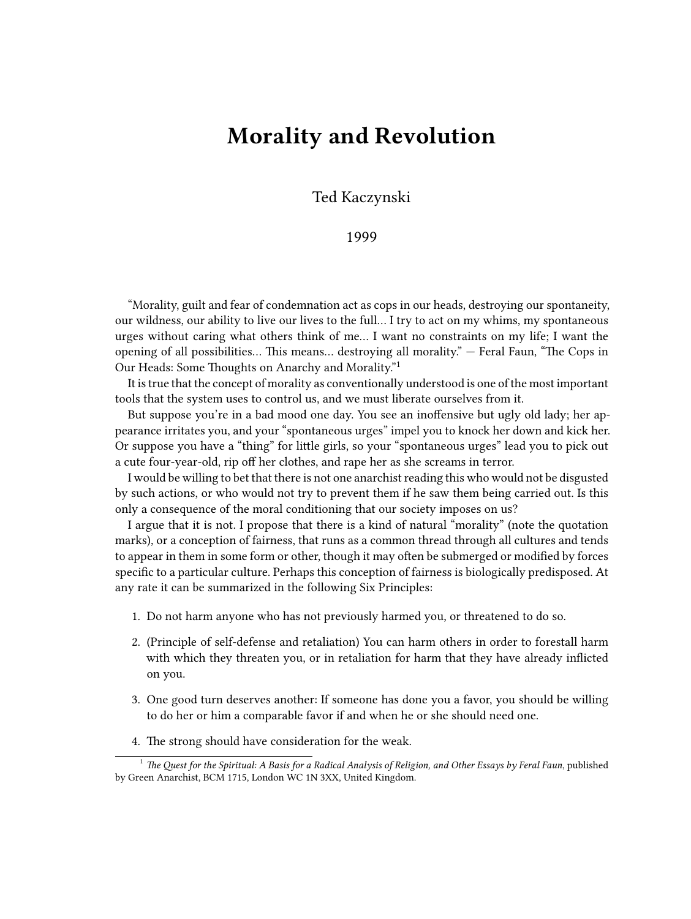# Morality and Revolution

Ted Kaczynski

1999

"Morality, guilt and fear of condemnation act as cops in our heads, destroying our spontaneity, our wildness, our ability to live our lives to the full… I try to act on my whims, my spontaneous urges without caring what others think of me… I want no constraints on my life; I want the opening of all possibilities… This means… destroying all morality." — Feral Faun, "The Cops in Our Heads: Some Thoughts on Anarchy and Morality."[1]

It is true that the concept of morality as conventionally understood is one of the most important tools that the system uses to control us, and we must liberate ourselves from it.

But suppose you're in a bad mood one day. You see an inoffensive but ugly old lady; her appearance irritates you, and your "spontaneous urges" impel you to knock her down and kick her. Or suppose you have a "thing" for little girls, so your "spontaneous urges" lead you to pick out a cute four-year-old, rip off her clothes, and rape her as she screams in terror.

I would be willing to bet that there is not one anarchist reading this who would not be disgusted by such actions, or who would not try to prevent them if he saw them being carried out. Is this only a consequence of the moral conditioning that our society imposes on us?

I argue that it is not. I propose that there is a kind of natural "morality" (note the quotation marks), or a conception of fairness, that runs as a common thread through all cultures and tends to appear in them in some form or other, though it may often be submerged or modified by forces specific to a particular culture. Perhaps this conception of fairness is biologically predisposed. At any rate it can be summarized in the following Six Principles:

1. Do not harm anyone who has not previously harmed you, or threatened to do so.
2. (Principle of self-defense and retaliation) You can harm others in order to forestall harm with which they threaten you, or in retaliation for harm that they have already inflicted on you.
3. One good turn deserves another: If someone has done you a favor, you should be willing to do her or him a comparable favor if and when he or she should need one.
4. The strong should have consideration for the weak.

[1] *The Quest for the Spiritual: A Basis for a Radical Analysis of Religion, and Other Essays by Feral Faun*, published by Green Anarchist, BCM 1715, London WC 1N 3XX, United Kingdom.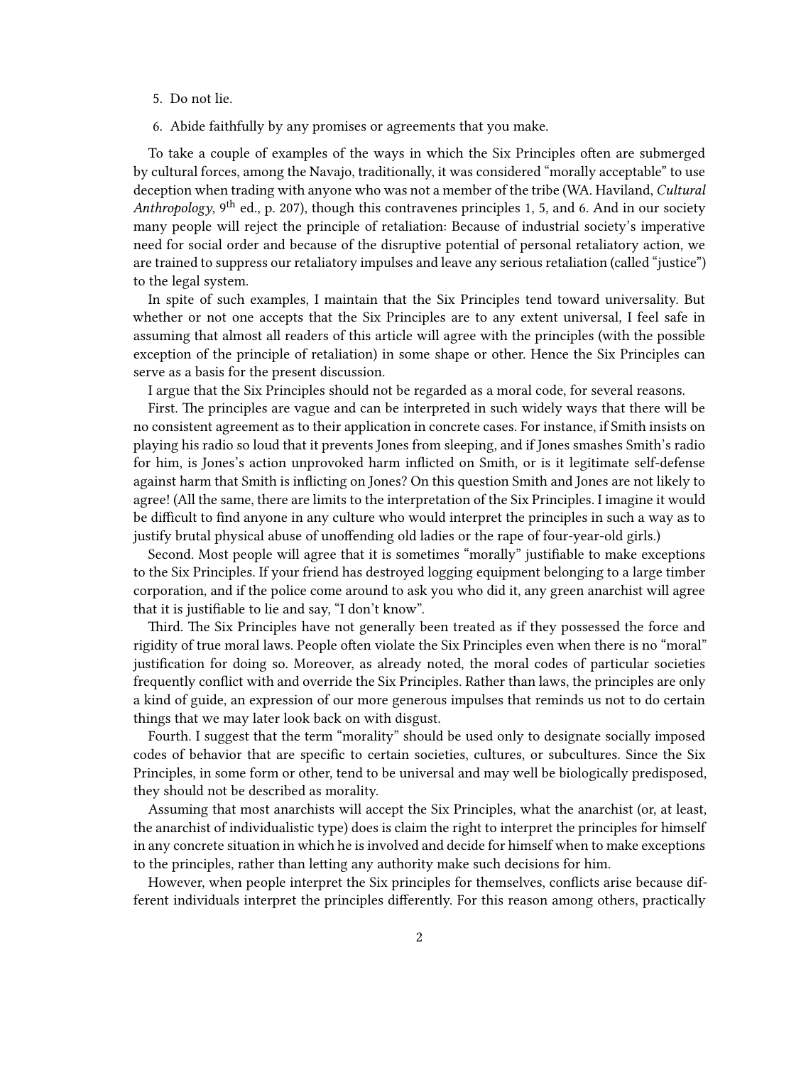5. Do not lie.
6. Abide faithfully by any promises or agreements that you make.

To take a couple of examples of the ways in which the Six Principles often are submerged by cultural forces, among the Navajo, traditionally, it was considered "morally acceptable" to use deception when trading with anyone who was not a member of the tribe (WA. Haviland, *Cultural Anthropology*, 9th ed., p. 207), though this contravenes principles 1, 5, and 6. And in our society many people will reject the principle of retaliation: Because of industrial society's imperative need for social order and because of the disruptive potential of personal retaliatory action, we are trained to suppress our retaliatory impulses and leave any serious retaliation (called "justice") to the legal system.

In spite of such examples, I maintain that the Six Principles tend toward universality. But whether or not one accepts that the Six Principles are to any extent universal, I feel safe in assuming that almost all readers of this article will agree with the principles (with the possible exception of the principle of retaliation) in some shape or other. Hence the Six Principles can serve as a basis for the present discussion.

I argue that the Six Principles should not be regarded as a moral code, for several reasons.

First. The principles are vague and can be interpreted in such widely ways that there will be no consistent agreement as to their application in concrete cases. For instance, if Smith insists on playing his radio so loud that it prevents Jones from sleeping, and if Jones smashes Smith's radio for him, is Jones's action unprovoked harm inflicted on Smith, or is it legitimate self-defense against harm that Smith is inflicting on Jones? On this question Smith and Jones are not likely to agree! (All the same, there are limits to the interpretation of the Six Principles. I imagine it would be difficult to find anyone in any culture who would interpret the principles in such a way as to justify brutal physical abuse of unoffending old ladies or the rape of four-year-old girls.)

Second. Most people will agree that it is sometimes "morally" justifiable to make exceptions to the Six Principles. If your friend has destroyed logging equipment belonging to a large timber corporation, and if the police come around to ask you who did it, any green anarchist will agree that it is justifiable to lie and say, "I don't know".

Third. The Six Principles have not generally been treated as if they possessed the force and rigidity of true moral laws. People often violate the Six Principles even when there is no "moral" justification for doing so. Moreover, as already noted, the moral codes of particular societies frequently conflict with and override the Six Principles. Rather than laws, the principles are only a kind of guide, an expression of our more generous impulses that reminds us not to do certain things that we may later look back on with disgust.

Fourth. I suggest that the term "morality" should be used only to designate socially imposed codes of behavior that are specific to certain societies, cultures, or subcultures. Since the Six Principles, in some form or other, tend to be universal and may well be biologically predisposed, they should not be described as morality.

Assuming that most anarchists will accept the Six Principles, what the anarchist (or, at least, the anarchist of individualistic type) does is claim the right to interpret the principles for himself in any concrete situation in which he is involved and decide for himself when to make exceptions to the principles, rather than letting any authority make such decisions for him.

However, when people interpret the Six principles for themselves, conflicts arise because different individuals interpret the principles differently. For this reason among others, practically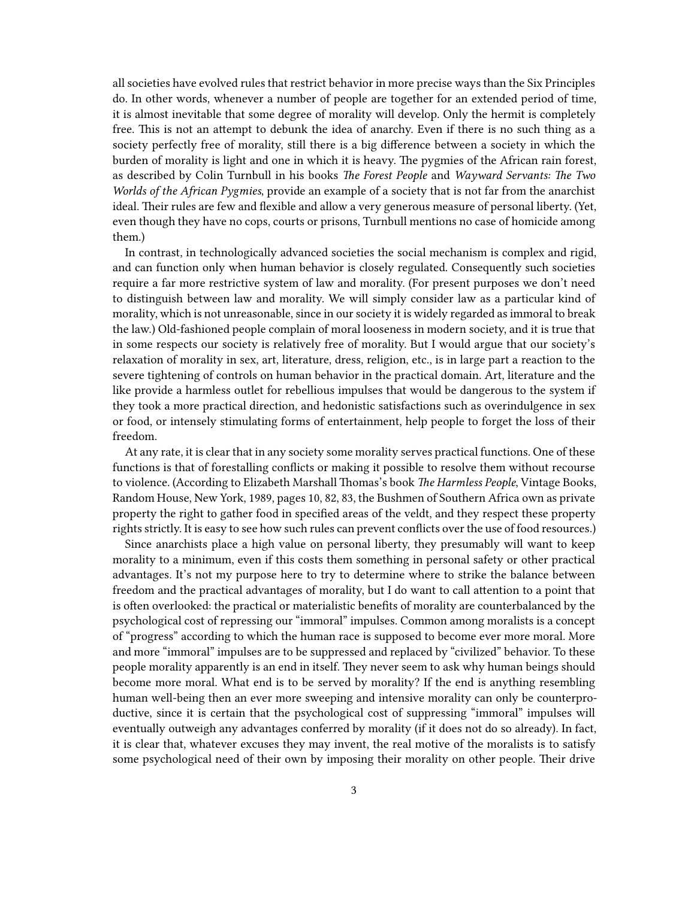all societies have evolved rules that restrict behavior in more precise ways than the Six Principles do. In other words, whenever a number of people are together for an extended period of time, it is almost inevitable that some degree of morality will develop. Only the hermit is completely free. This is not an attempt to debunk the idea of anarchy. Even if there is no such thing as a society perfectly free of morality, still there is a big difference between a society in which the burden of morality is light and one in which it is heavy. The pygmies of the African rain forest, as described by Colin Turnbull in his books *The Forest People* and *Wayward Servants: The Two Worlds of the African Pygmies*, provide an example of a society that is not far from the anarchist ideal. Their rules are few and flexible and allow a very generous measure of personal liberty. (Yet, even though they have no cops, courts or prisons, Turnbull mentions no case of homicide among them.)

In contrast, in technologically advanced societies the social mechanism is complex and rigid, and can function only when human behavior is closely regulated. Consequently such societies require a far more restrictive system of law and morality. (For present purposes we don't need to distinguish between law and morality. We will simply consider law as a particular kind of morality, which is not unreasonable, since in our society it is widely regarded as immoral to break the law.) Old-fashioned people complain of moral looseness in modern society, and it is true that in some respects our society is relatively free of morality. But I would argue that our society's relaxation of morality in sex, art, literature, dress, religion, etc., is in large part a reaction to the severe tightening of controls on human behavior in the practical domain. Art, literature and the like provide a harmless outlet for rebellious impulses that would be dangerous to the system if they took a more practical direction, and hedonistic satisfactions such as overindulgence in sex or food, or intensely stimulating forms of entertainment, help people to forget the loss of their freedom.

At any rate, it is clear that in any society some morality serves practical functions. One of these functions is that of forestalling conflicts or making it possible to resolve them without recourse to violence. (According to Elizabeth Marshall Thomas's book *The Harmless People*, Vintage Books, Random House, New York, 1989, pages 10, 82, 83, the Bushmen of Southern Africa own as private property the right to gather food in specified areas of the veldt, and they respect these property rights strictly. It is easy to see how such rules can prevent conflicts over the use of food resources.)

Since anarchists place a high value on personal liberty, they presumably will want to keep morality to a minimum, even if this costs them something in personal safety or other practical advantages. It's not my purpose here to try to determine where to strike the balance between freedom and the practical advantages of morality, but I do want to call attention to a point that is often overlooked: the practical or materialistic benefits of morality are counterbalanced by the psychological cost of repressing our "immoral" impulses. Common among moralists is a concept of "progress" according to which the human race is supposed to become ever more moral. More and more "immoral" impulses are to be suppressed and replaced by "civilized" behavior. To these people morality apparently is an end in itself. They never seem to ask why human beings should become more moral. What end is to be served by morality? If the end is anything resembling human well-being then an ever more sweeping and intensive morality can only be counterproductive, since it is certain that the psychological cost of suppressing "immoral" impulses will eventually outweigh any advantages conferred by morality (if it does not do so already). In fact, it is clear that, whatever excuses they may invent, the real motive of the moralists is to satisfy some psychological need of their own by imposing their morality on other people. Their drive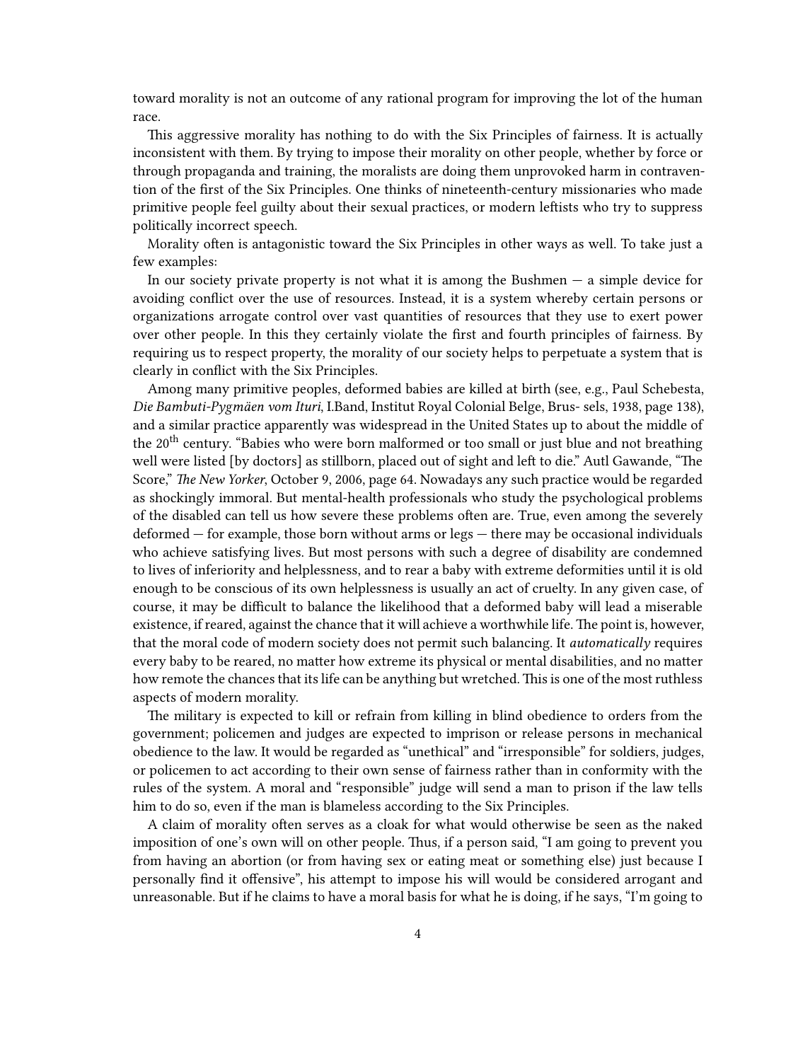toward morality is not an outcome of any rational program for improving the lot of the human race.

This aggressive morality has nothing to do with the Six Principles of fairness. It is actually inconsistent with them. By trying to impose their morality on other people, whether by force or through propaganda and training, the moralists are doing them unprovoked harm in contravention of the first of the Six Principles. One thinks of nineteenth-century missionaries who made primitive people feel guilty about their sexual practices, or modern leftists who try to suppress politically incorrect speech.

Morality often is antagonistic toward the Six Principles in other ways as well. To take just a few examples:

In our society private property is not what it is among the Bushmen — a simple device for avoiding conflict over the use of resources. Instead, it is a system whereby certain persons or organizations arrogate control over vast quantities of resources that they use to exert power over other people. In this they certainly violate the first and fourth principles of fairness. By requiring us to respect property, the morality of our society helps to perpetuate a system that is clearly in conflict with the Six Principles.

Among many primitive peoples, deformed babies are killed at birth (see, e.g., Paul Schebesta, *Die Bambuti-Pygmäen vom Ituri*, I.Band, Institut Royal Colonial Belge, Brus- sels, 1938, page 138), and a similar practice apparently was widespread in the United States up to about the middle of the 20th century. "Babies who were born malformed or too small or just blue and not breathing well were listed [by doctors] as stillborn, placed out of sight and left to die." Autl Gawande, "The Score," *The New Yorker*, October 9, 2006, page 64. Nowadays any such practice would be regarded as shockingly immoral. But mental-health professionals who study the psychological problems of the disabled can tell us how severe these problems often are. True, even among the severely deformed — for example, those born without arms or legs — there may be occasional individuals who achieve satisfying lives. But most persons with such a degree of disability are condemned to lives of inferiority and helplessness, and to rear a baby with extreme deformities until it is old enough to be conscious of its own helplessness is usually an act of cruelty. In any given case, of course, it may be difficult to balance the likelihood that a deformed baby will lead a miserable existence, if reared, against the chance that it will achieve a worthwhile life. The point is, however, that the moral code of modern society does not permit such balancing. It *automatically* requires every baby to be reared, no matter how extreme its physical or mental disabilities, and no matter how remote the chances that its life can be anything but wretched. This is one of the most ruthless aspects of modern morality.

The military is expected to kill or refrain from killing in blind obedience to orders from the government; policemen and judges are expected to imprison or release persons in mechanical obedience to the law. It would be regarded as "unethical" and "irresponsible" for soldiers, judges, or policemen to act according to their own sense of fairness rather than in conformity with the rules of the system. A moral and "responsible" judge will send a man to prison if the law tells him to do so, even if the man is blameless according to the Six Principles.

A claim of morality often serves as a cloak for what would otherwise be seen as the naked imposition of one's own will on other people. Thus, if a person said, "I am going to prevent you from having an abortion (or from having sex or eating meat or something else) just because I personally find it offensive", his attempt to impose his will would be considered arrogant and unreasonable. But if he claims to have a moral basis for what he is doing, if he says, "I'm going to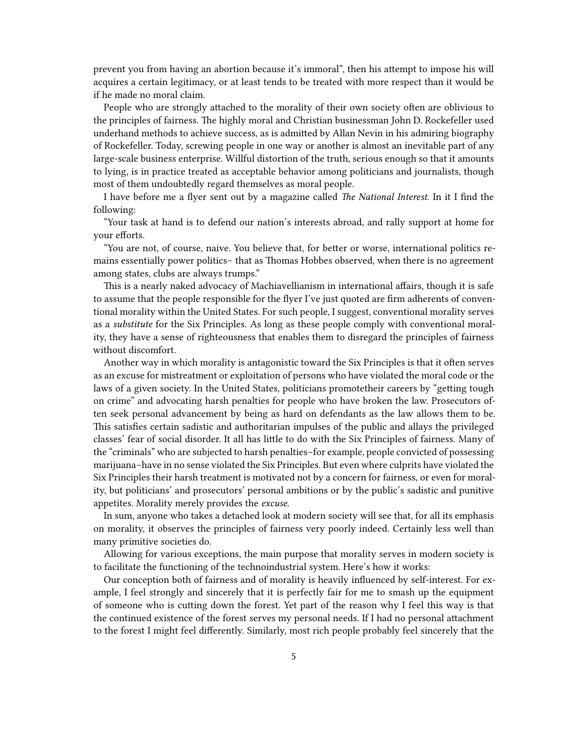prevent you from having an abortion because it's immoral", then his attempt to impose his will acquires a certain legitimacy, or at least tends to be treated with more respect than it would be if he made no moral claim.

People who are strongly attached to the morality of their own society often are oblivious to the principles of fairness. The highly moral and Christian businessman John D. Rockefeller used underhand methods to achieve success, as is admitted by Allan Nevin in his admiring biography of Rockefeller. Today, screwing people in one way or another is almost an inevitable part of any large-scale business enterprise. Willful distortion of the truth, serious enough so that it amounts to lying, is in practice treated as acceptable behavior among politicians and journalists, though most of them undoubtedly regard themselves as moral people.

I have before me a flyer sent out by a magazine called *The National Interest*. In it I find the following:

"Your task at hand is to defend our nation's interests abroad, and rally support at home for your efforts.

"You are not, of course, naive. You believe that, for better or worse, international politics remains essentially power politics– that as Thomas Hobbes observed, when there is no agreement among states, clubs are always trumps."

This is a nearly naked advocacy of Machiavellianism in international affairs, though it is safe to assume that the people responsible for the flyer I've just quoted are firm adherents of conventional morality within the United States. For such people, I suggest, conventional morality serves as a *substitute* for the Six Principles. As long as these people comply with conventional morality, they have a sense of righteousness that enables them to disregard the principles of fairness without discomfort.

Another way in which morality is antagonistic toward the Six Principles is that it often serves as an excuse for mistreatment or exploitation of persons who have violated the moral code or the laws of a given society. In the United States, politicians promotetheir careers by "getting tough on crime" and advocating harsh penalties for people who have broken the law. Prosecutors often seek personal advancement by being as hard on defendants as the law allows them to be. This satisfies certain sadistic and authoritarian impulses of the public and allays the privileged classes' fear of social disorder. It all has little to do with the Six Principles of fairness. Many of the "criminals" who are subjected to harsh penalties–for example, people convicted of possessing marijuana–have in no sense violated the Six Principles. But even where culprits have violated the Six Principles their harsh treatment is motivated not by a concern for fairness, or even for morality, but politicians' and prosecutors' personal ambitions or by the public's sadistic and punitive appetites. Morality merely provides the *excuse*.

In sum, anyone who takes a detached look at modern society will see that, for all its emphasis on morality, it observes the principles of fairness very poorly indeed. Certainly less well than many primitive societies do.

Allowing for various exceptions, the main purpose that morality serves in modern society is to facilitate the functioning of the technoindustrial system. Here's how it works:

Our conception both of fairness and of morality is heavily influenced by self-interest. For example, I feel strongly and sincerely that it is perfectly fair for me to smash up the equipment of someone who is cutting down the forest. Yet part of the reason why I feel this way is that the continued existence of the forest serves my personal needs. If I had no personal attachment to the forest I might feel differently. Similarly, most rich people probably feel sincerely that the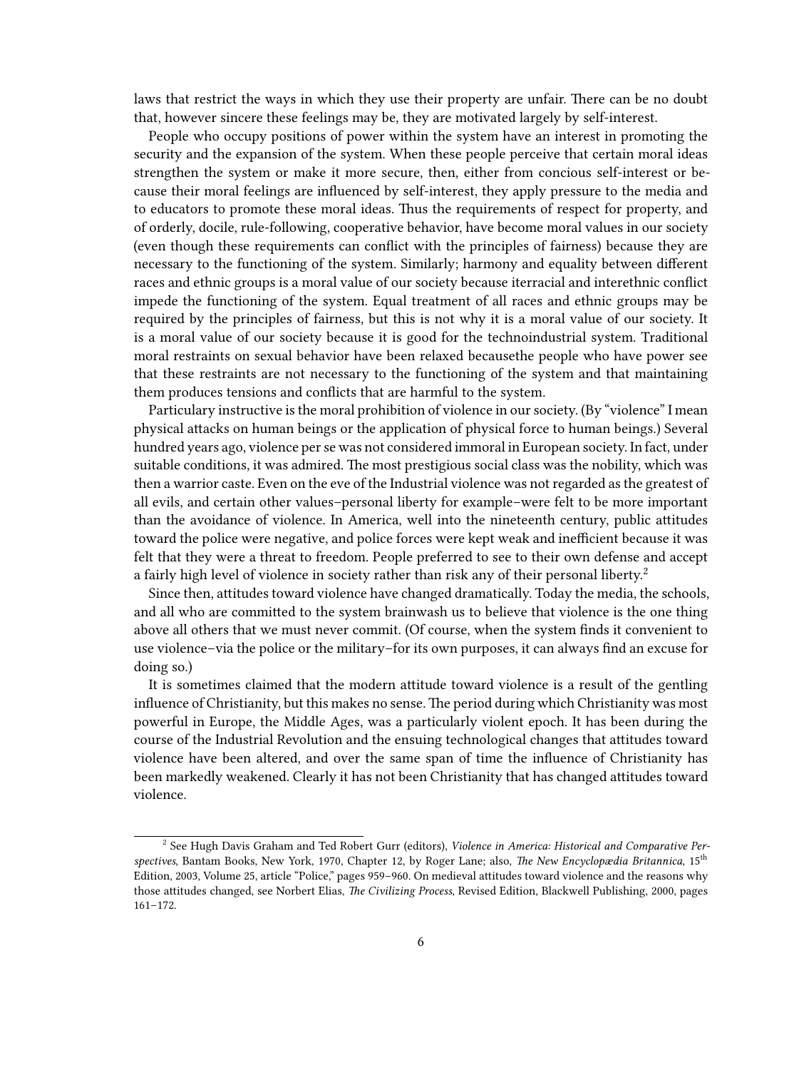laws that restrict the ways in which they use their property are unfair. There can be no doubt that, however sincere these feelings may be, they are motivated largely by self-interest.

People who occupy positions of power within the system have an interest in promoting the security and the expansion of the system. When these people perceive that certain moral ideas strengthen the system or make it more secure, then, either from concious self-interest or because their moral feelings are influenced by self-interest, they apply pressure to the media and to educators to promote these moral ideas. Thus the requirements of respect for property, and of orderly, docile, rule-following, cooperative behavior, have become moral values in our society (even though these requirements can conflict with the principles of fairness) because they are necessary to the functioning of the system. Similarly; harmony and equality between different races and ethnic groups is a moral value of our society because iterracial and interethnic conflict impede the functioning of the system. Equal treatment of all races and ethnic groups may be required by the principles of fairness, but this is not why it is a moral value of our society. It is a moral value of our society because it is good for the technoindustrial system. Traditional moral restraints on sexual behavior have been relaxed becausethe people who have power see that these restraints are not necessary to the functioning of the system and that maintaining them produces tensions and conflicts that are harmful to the system.

Particulary instructive is the moral prohibition of violence in our society. (By "violence" I mean physical attacks on human beings or the application of physical force to human beings.) Several hundred years ago, violence per se was not considered immoral in European society. In fact, under suitable conditions, it was admired. The most prestigious social class was the nobility, which was then a warrior caste. Even on the eve of the Industrial violence was not regarded as the greatest of all evils, and certain other values–personal liberty for example–were felt to be more important than the avoidance of violence. In America, well into the nineteenth century, public attitudes toward the police were negative, and police forces were kept weak and inefficient because it was felt that they were a threat to freedom. People preferred to see to their own defense and accept a fairly high level of violence in society rather than risk any of their personal liberty.[2]

Since then, attitudes toward violence have changed dramatically. Today the media, the schools, and all who are committed to the system brainwash us to believe that violence is the one thing above all others that we must never commit. (Of course, when the system finds it convenient to use violence–via the police or the military–for its own purposes, it can always find an excuse for doing so.)

It is sometimes claimed that the modern attitude toward violence is a result of the gentling influence of Christianity, but this makes no sense. The period during which Christianity was most powerful in Europe, the Middle Ages, was a particularly violent epoch. It has been during the course of the Industrial Revolution and the ensuing technological changes that attitudes toward violence have been altered, and over the same span of time the influence of Christianity has been markedly weakened. Clearly it has not been Christianity that has changed attitudes toward violence.

---

[2] See Hugh Davis Graham and Ted Robert Gurr (editors), *Violence in America: Historical and Comparative Perspectives*, Bantam Books, New York, 1970, Chapter 12, by Roger Lane; also, *The New Encyclopædia Britannica*, 15th Edition, 2003, Volume 25, article "Police," pages 959–960. On medieval attitudes toward violence and the reasons why those attitudes changed, see Norbert Elias, *The Civilizing Process*, Revised Edition, Blackwell Publishing, 2000, pages 161–172.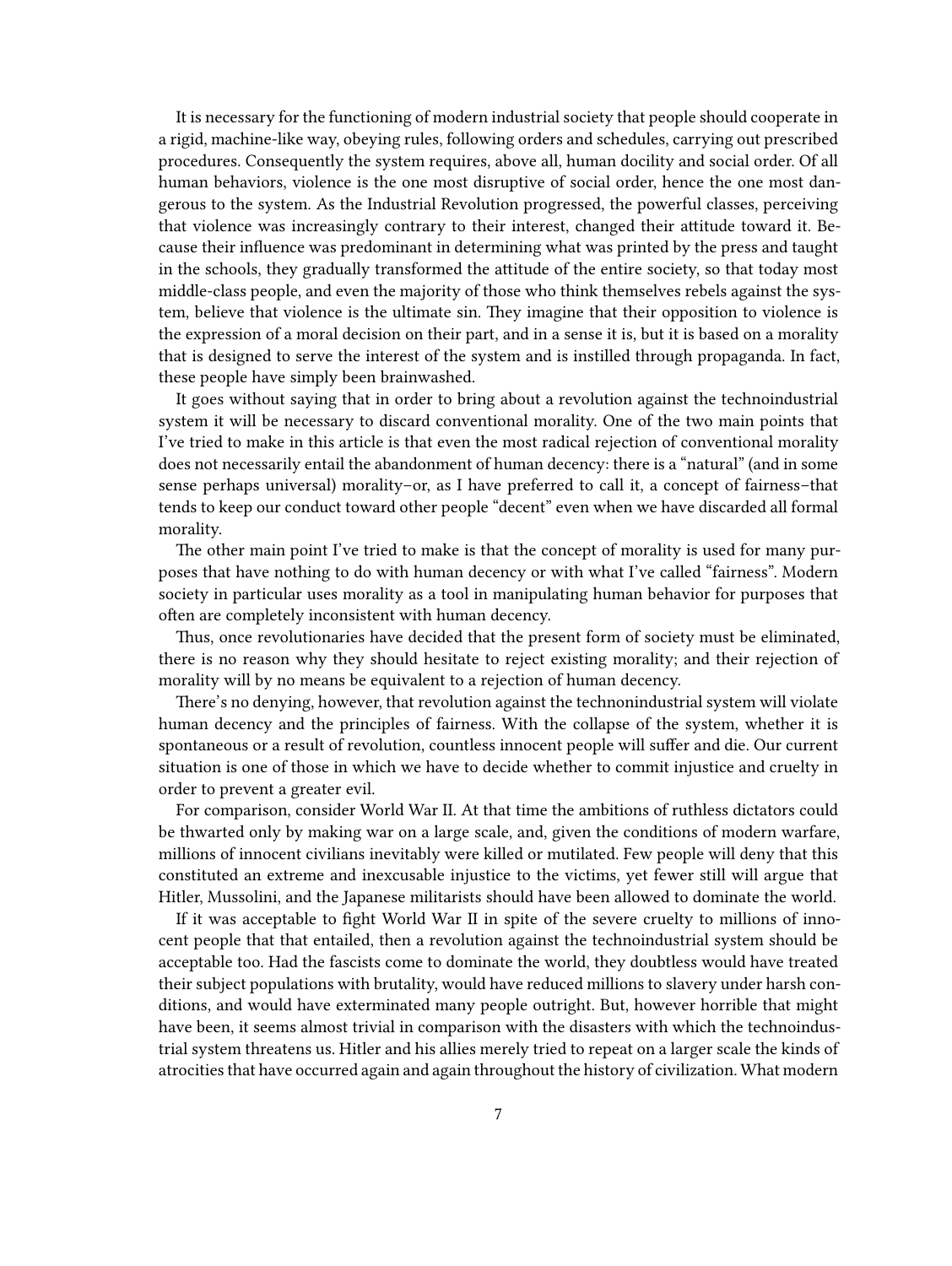It is necessary for the functioning of modern industrial society that people should cooperate in a rigid, machine-like way, obeying rules, following orders and schedules, carrying out prescribed procedures. Consequently the system requires, above all, human docility and social order. Of all human behaviors, violence is the one most disruptive of social order, hence the one most dangerous to the system. As the Industrial Revolution progressed, the powerful classes, perceiving that violence was increasingly contrary to their interest, changed their attitude toward it. Because their influence was predominant in determining what was printed by the press and taught in the schools, they gradually transformed the attitude of the entire society, so that today most middle-class people, and even the majority of those who think themselves rebels against the system, believe that violence is the ultimate sin. They imagine that their opposition to violence is the expression of a moral decision on their part, and in a sense it is, but it is based on a morality that is designed to serve the interest of the system and is instilled through propaganda. In fact, these people have simply been brainwashed.

It goes without saying that in order to bring about a revolution against the technoindustrial system it will be necessary to discard conventional morality. One of the two main points that I've tried to make in this article is that even the most radical rejection of conventional morality does not necessarily entail the abandonment of human decency: there is a "natural" (and in some sense perhaps universal) morality–or, as I have preferred to call it, a concept of fairness–that tends to keep our conduct toward other people "decent" even when we have discarded all formal morality.

The other main point I've tried to make is that the concept of morality is used for many purposes that have nothing to do with human decency or with what I've called "fairness". Modern society in particular uses morality as a tool in manipulating human behavior for purposes that often are completely inconsistent with human decency.

Thus, once revolutionaries have decided that the present form of society must be eliminated, there is no reason why they should hesitate to reject existing morality; and their rejection of morality will by no means be equivalent to a rejection of human decency.

There's no denying, however, that revolution against the technonindustrial system will violate human decency and the principles of fairness. With the collapse of the system, whether it is spontaneous or a result of revolution, countless innocent people will suffer and die. Our current situation is one of those in which we have to decide whether to commit injustice and cruelty in order to prevent a greater evil.

For comparison, consider World War II. At that time the ambitions of ruthless dictators could be thwarted only by making war on a large scale, and, given the conditions of modern warfare, millions of innocent civilians inevitably were killed or mutilated. Few people will deny that this constituted an extreme and inexcusable injustice to the victims, yet fewer still will argue that Hitler, Mussolini, and the Japanese militarists should have been allowed to dominate the world.

If it was acceptable to fight World War II in spite of the severe cruelty to millions of innocent people that that entailed, then a revolution against the technoindustrial system should be acceptable too. Had the fascists come to dominate the world, they doubtless would have treated their subject populations with brutality, would have reduced millions to slavery under harsh conditions, and would have exterminated many people outright. But, however horrible that might have been, it seems almost trivial in comparison with the disasters with which the technoindustrial system threatens us. Hitler and his allies merely tried to repeat on a larger scale the kinds of atrocities that have occurred again and again throughout the history of civilization. What modern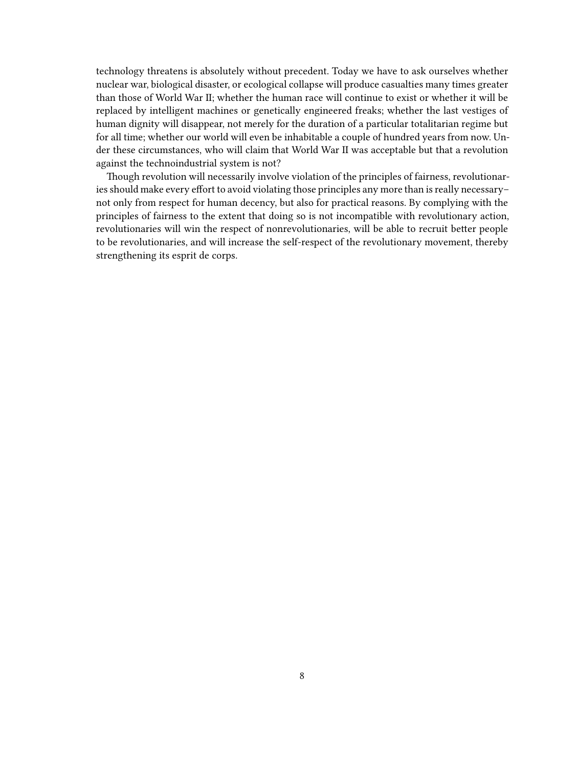technology threatens is absolutely without precedent. Today we have to ask ourselves whether nuclear war, biological disaster, or ecological collapse will produce casualties many times greater than those of World War II; whether the human race will continue to exist or whether it will be replaced by intelligent machines or genetically engineered freaks; whether the last vestiges of human dignity will disappear, not merely for the duration of a particular totalitarian regime but for all time; whether our world will even be inhabitable a couple of hundred years from now. Under these circumstances, who will claim that World War II was acceptable but that a revolution against the technoindustrial system is not?

Though revolution will necessarily involve violation of the principles of fairness, revolutionaries should make every effort to avoid violating those principles any more than is really necessary–not only from respect for human decency, but also for practical reasons. By complying with the principles of fairness to the extent that doing so is not incompatible with revolutionary action, revolutionaries will win the respect of nonrevolutionaries, will be able to recruit better people to be revolutionaries, and will increase the self-respect of the revolutionary movement, thereby strengthening its esprit de corps.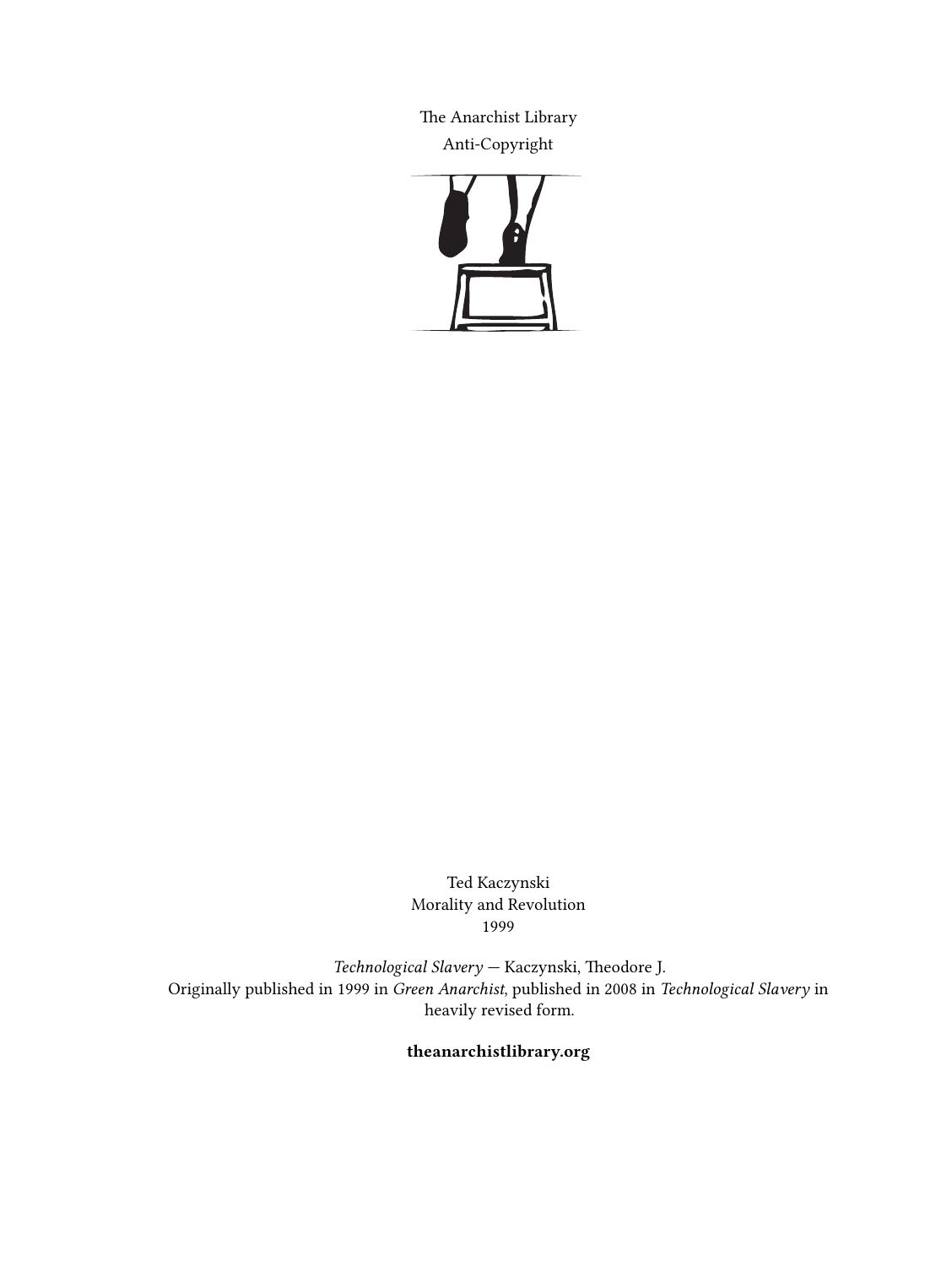The Anarchist Library
Anti-Copyright

Ted Kaczynski
Morality and Revolution
1999

*Technological Slavery* — Kaczynski, Theodore J.
Originally published in 1999 in *Green Anarchist*, published in 2008 in *Technological Slavery* in heavily revised form.

**theanarchistlibrary.org**